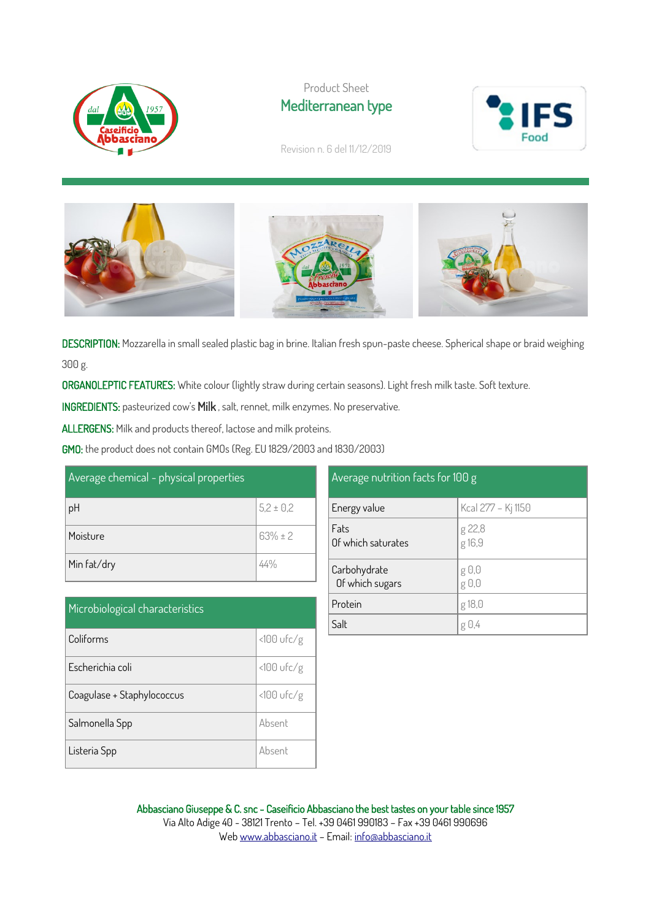Product Sheet

# Mediterranean type

Revision n. 6 del 11/12/2019

**DESCRIPTION:** Mozzarella in small sealed plastic bag in brine. Italian fresh spun-paste cheese. Spherical shape or braid weighing 300 g.

**ORGANOLEPTIC FEATURES:** White colour (lightly straw during certain seasons). Light fresh milk taste. Soft texture.

**INGREDIENTS:** pasteurized cow's **Milk**, salt, rennet, milk enzymes. No preservative.

**ALLERGENS:** Milk and products thereof, lactose and milk proteins.

**GMO:** the product does not contain GMOs (Reg. EU 1829/2003 and 1830/2003)

| Average chemical - physical properties | |
|---|---|
| pH | 5,2 ± 0,2 |
| Moisture | 63% ± 2 |
| Min fat/dry | 44% |

| Microbiological characteristics | |
|---|---|
| Coliforms | <100 ufc/g |
| Escherichia coli | <100 ufc/g |
| Coagulase + Staphylococcus | <100 ufc/g |
| Salmonella Spp | Absent |
| Listeria Spp | Absent |

| Average nutrition facts for 100 g | |
|---|---|
| Energy value | Kcal 277 – Kj 1150 |
| Fats<br>Of which saturates | g 22,8<br>g 16,9 |
| Carbohydrate<br>Of which sugars | g 0,0<br>g 0,0 |
| Protein | g 18,0 |
| Salt | g 0,4 |

**Abbasciano Giuseppe & C. snc – Caseificio Abbasciano the best tastes on your table since 1957**
Via Alto Adige 40 - 38121 Trento – Tel. +39 0461 990183 – Fax +39 0461 990696
Web www.abbasciano.it – Email: info@abbasciano.it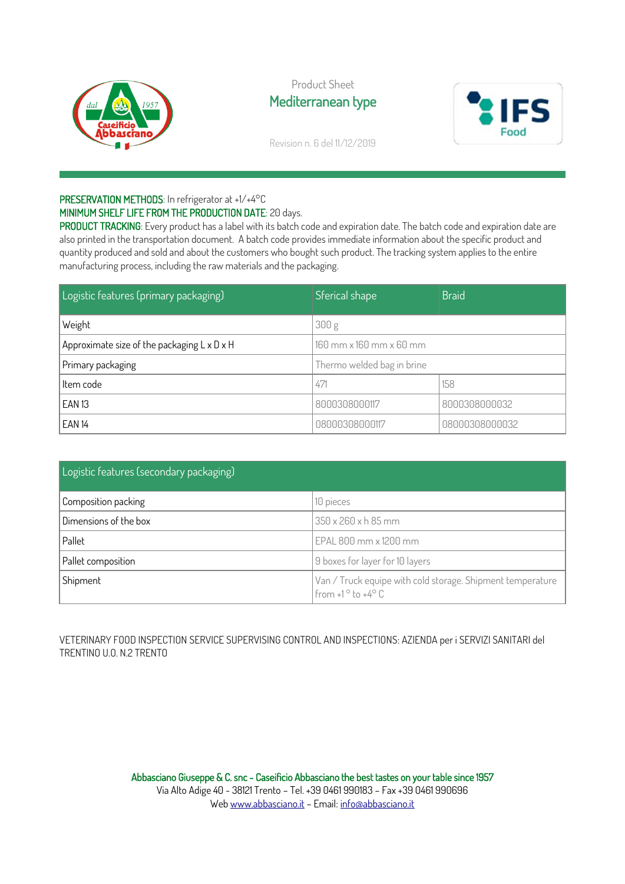Product Sheet

## Mediterranean type

Revision n. 6 del 11/12/2019

**PRESERVATION METHODS**: In refrigerator at +1/+4°C
**MINIMUM SHELF LIFE FROM THE PRODUCTION DATE**: 20 days.
**PRODUCT TRACKING**: Every product has a label with its batch code and expiration date. The batch code and expiration date are also printed in the transportation document. A batch code provides immediate information about the specific product and quantity produced and sold and about the customers who bought such product. The tracking system applies to the entire manufacturing process, including the raw materials and the packaging.

| Logistic features (primary packaging) | Sferical shape | Braid |
|---|---|---|
| Weight | 300 g | |
| Approximate size of the packaging L x D x H | 160 mm x 160 mm x 60 mm | |
| Primary packaging | Thermo welded bag in brine | |
| Item code | 471 | 158 |
| EAN 13 | 8000308000117 | 8000308000032 |
| EAN 14 | 08000308000117 | 08000308000032 |

| Logistic features (secondary packaging) | |
|---|---|
| Composition packing | 10 pieces |
| Dimensions of the box | 350 x 260 x h 85 mm |
| Pallet | EPAL 800 mm x 1200 mm |
| Pallet composition | 9 boxes for layer for 10 layers |
| Shipment | Van / Truck equipe with cold storage. Shipment temperature from +1 ° to +4° C |

VETERINARY FOOD INSPECTION SERVICE SUPERVISING CONTROL AND INSPECTIONS: AZIENDA per i SERVIZI SANITARI del TRENTINO U.O. N.2 TRENTO

**Abbasciano Giuseppe & C. snc – Caseificio Abbasciano the best tastes on your table since 1957**
Via Alto Adige 40 - 38121 Trento – Tel. +39 0461 990183 – Fax +39 0461 990696
Web www.abbasciano.it – Email: info@abbasciano.it